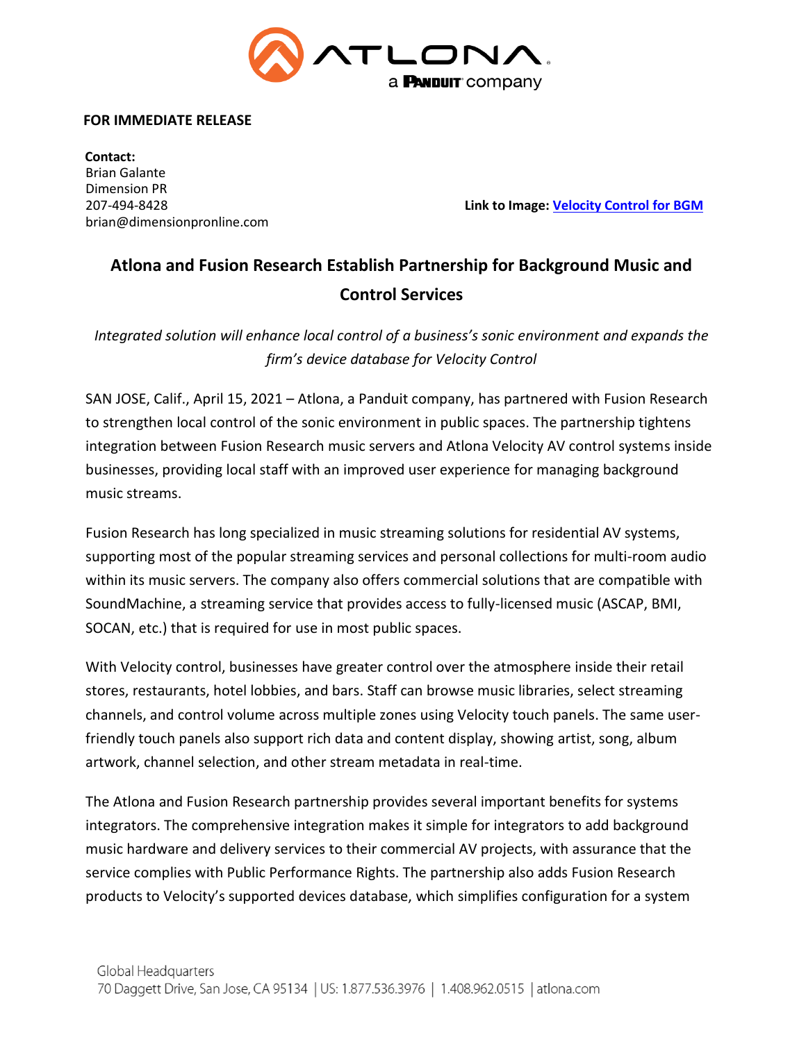**FOR IMMEDIATE RELEASE**

**Contact:**
Brian Galante
Dimension PR
207-494-8428
brian@dimensionpronline.com

**Link to Image:** [Velocity Control for BGM]

## Atlona and Fusion Research Establish Partnership for Background Music and Control Services

*Integrated solution will enhance local control of a business's sonic environment and expands the firm's device database for Velocity Control*

SAN JOSE, Calif., April 15, 2021 – Atlona, a Panduit company, has partnered with Fusion Research to strengthen local control of the sonic environment in public spaces. The partnership tightens integration between Fusion Research music servers and Atlona Velocity AV control systems inside businesses, providing local staff with an improved user experience for managing background music streams.

Fusion Research has long specialized in music streaming solutions for residential AV systems, supporting most of the popular streaming services and personal collections for multi-room audio within its music servers. The company also offers commercial solutions that are compatible with SoundMachine, a streaming service that provides access to fully-licensed music (ASCAP, BMI, SOCAN, etc.) that is required for use in most public spaces.

With Velocity control, businesses have greater control over the atmosphere inside their retail stores, restaurants, hotel lobbies, and bars. Staff can browse music libraries, select streaming channels, and control volume across multiple zones using Velocity touch panels. The same user-friendly touch panels also support rich data and content display, showing artist, song, album artwork, channel selection, and other stream metadata in real-time.

The Atlona and Fusion Research partnership provides several important benefits for systems integrators. The comprehensive integration makes it simple for integrators to add background music hardware and delivery services to their commercial AV projects, with assurance that the service complies with Public Performance Rights. The partnership also adds Fusion Research products to Velocity's supported devices database, which simplifies configuration for a system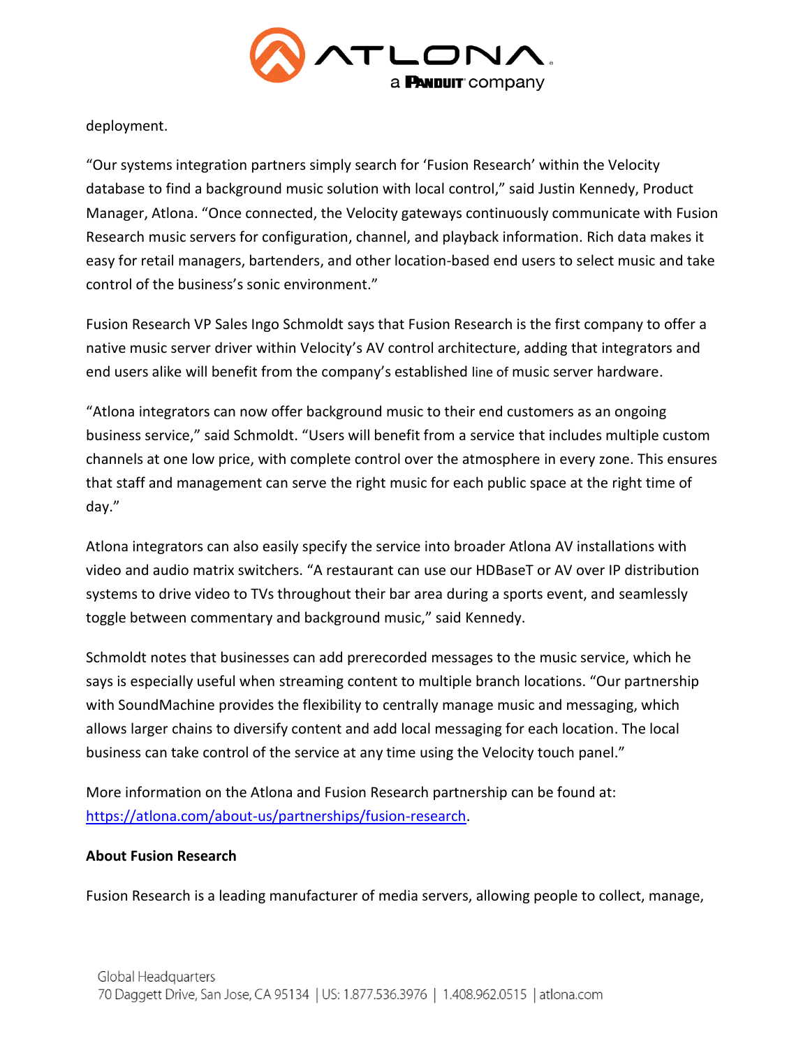deployment.

“Our systems integration partners simply search for ‘Fusion Research’ within the Velocity database to find a background music solution with local control,” said Justin Kennedy, Product Manager, Atlona. “Once connected, the Velocity gateways continuously communicate with Fusion Research music servers for configuration, channel, and playback information. Rich data makes it easy for retail managers, bartenders, and other location-based end users to select music and take control of the business’s sonic environment.”

Fusion Research VP Sales Ingo Schmoldt says that Fusion Research is the first company to offer a native music server driver within Velocity’s AV control architecture, adding that integrators and end users alike will benefit from the company’s established line of music server hardware.

“Atlona integrators can now offer background music to their end customers as an ongoing business service,” said Schmoldt. “Users will benefit from a service that includes multiple custom channels at one low price, with complete control over the atmosphere in every zone. This ensures that staff and management can serve the right music for each public space at the right time of day.”

Atlona integrators can also easily specify the service into broader Atlona AV installations with video and audio matrix switchers. “A restaurant can use our HDBaseT or AV over IP distribution systems to drive video to TVs throughout their bar area during a sports event, and seamlessly toggle between commentary and background music,” said Kennedy.

Schmoldt notes that businesses can add prerecorded messages to the music service, which he says is especially useful when streaming content to multiple branch locations. “Our partnership with SoundMachine provides the flexibility to centrally manage music and messaging, which allows larger chains to diversify content and add local messaging for each location. The local business can take control of the service at any time using the Velocity touch panel.”

More information on the Atlona and Fusion Research partnership can be found at: https://atlona.com/about-us/partnerships/fusion-research.

**About Fusion Research**

Fusion Research is a leading manufacturer of media servers, allowing people to collect, manage,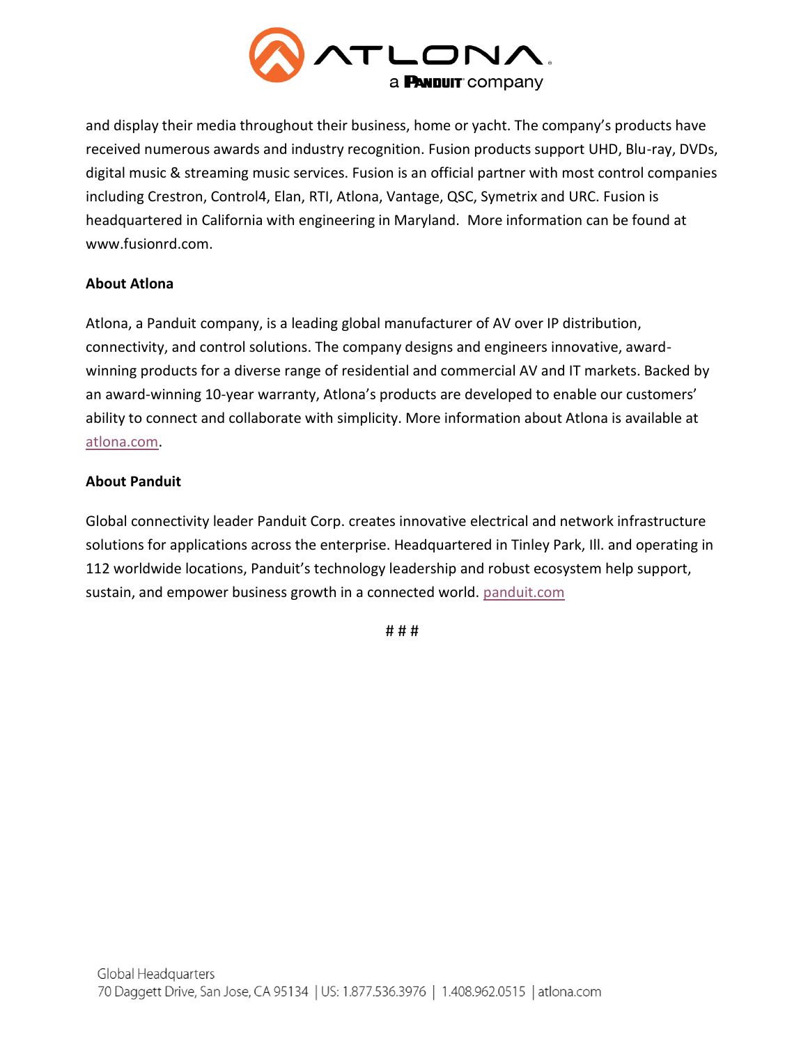and display their media throughout their business, home or yacht. The company's products have received numerous awards and industry recognition. Fusion products support UHD, Blu-ray, DVDs, digital music & streaming music services. Fusion is an official partner with most control companies including Crestron, Control4, Elan, RTI, Atlona, Vantage, QSC, Symetrix and URC. Fusion is headquartered in California with engineering in Maryland. More information can be found at www.fusionrd.com.

**About Atlona**

Atlona, a Panduit company, is a leading global manufacturer of AV over IP distribution, connectivity, and control solutions. The company designs and engineers innovative, award-winning products for a diverse range of residential and commercial AV and IT markets. Backed by an award-winning 10-year warranty, Atlona's products are developed to enable our customers' ability to connect and collaborate with simplicity. More information about Atlona is available at [atlona.com](atlona.com).

**About Panduit**

Global connectivity leader Panduit Corp. creates innovative electrical and network infrastructure solutions for applications across the enterprise. Headquartered in Tinley Park, Ill. and operating in 112 worldwide locations, Panduit's technology leadership and robust ecosystem help support, sustain, and empower business growth in a connected world. [panduit.com](panduit.com)

# # #